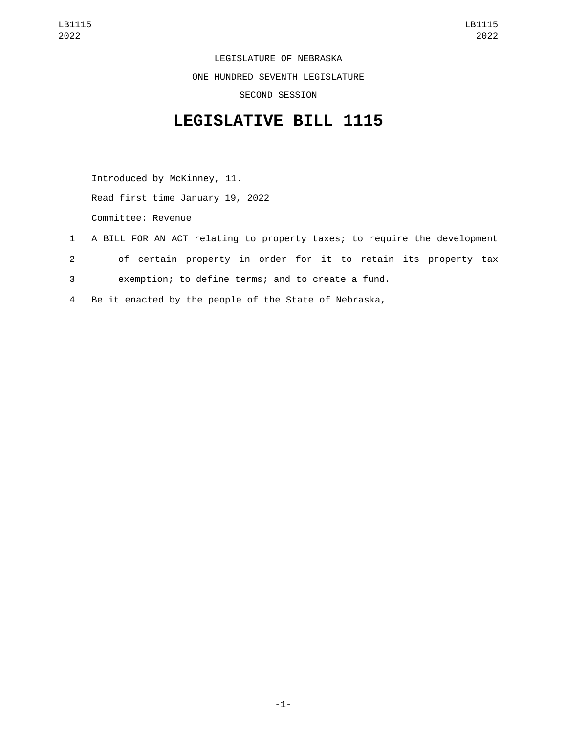LEGISLATURE OF NEBRASKA

ONE HUNDRED SEVENTH LEGISLATURE

SECOND SESSION

# LEGISLATIVE BILL 1115

Introduced by McKinney, 11.

Read first time January 19, 2022

Committee: Revenue

1 A BILL FOR AN ACT relating to property taxes; to require the development
2 of certain property in order for it to retain its property tax
3 exemption; to define terms; and to create a fund.
4 Be it enacted by the people of the State of Nebraska,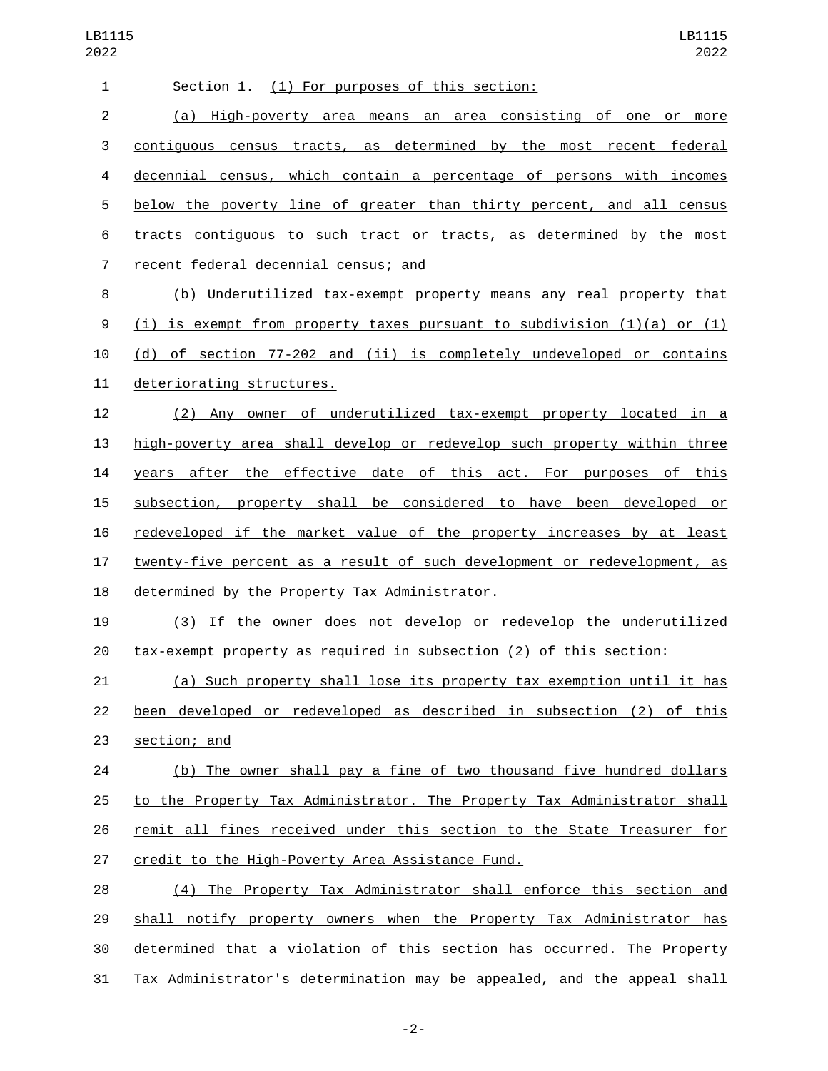Section 1. (1) For purposes of this section:

(a) High-poverty area means an area consisting of one or more contiguous census tracts, as determined by the most recent federal decennial census, which contain a percentage of persons with incomes below the poverty line of greater than thirty percent, and all census tracts contiguous to such tract or tracts, as determined by the most recent federal decennial census; and

(b) Underutilized tax-exempt property means any real property that (i) is exempt from property taxes pursuant to subdivision (1)(a) or (1)(d) of section 77-202 and (ii) is completely undeveloped or contains deteriorating structures.

(2) Any owner of underutilized tax-exempt property located in a high-poverty area shall develop or redevelop such property within three years after the effective date of this act. For purposes of this subsection, property shall be considered to have been developed or redeveloped if the market value of the property increases by at least twenty-five percent as a result of such development or redevelopment, as determined by the Property Tax Administrator.

(3) If the owner does not develop or redevelop the underutilized tax-exempt property as required in subsection (2) of this section:

(a) Such property shall lose its property tax exemption until it has been developed or redeveloped as described in subsection (2) of this section; and

(b) The owner shall pay a fine of two thousand five hundred dollars to the Property Tax Administrator. The Property Tax Administrator shall remit all fines received under this section to the State Treasurer for credit to the High-Poverty Area Assistance Fund.

(4) The Property Tax Administrator shall enforce this section and shall notify property owners when the Property Tax Administrator has determined that a violation of this section has occurred. The Property Tax Administrator's determination may be appealed, and the appeal shall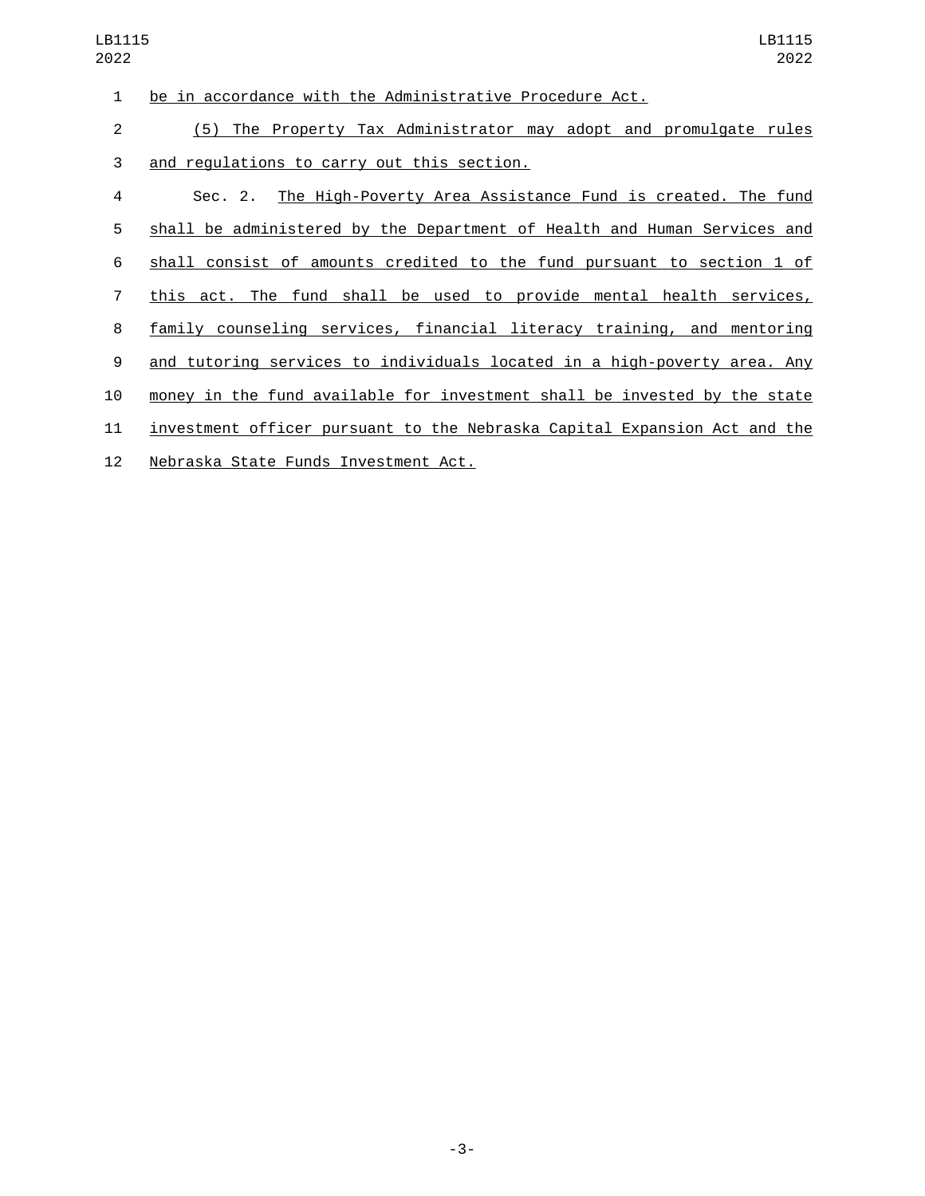be in accordance with the Administrative Procedure Act.

(5) The Property Tax Administrator may adopt and promulgate rules and regulations to carry out this section.

Sec. 2. The High-Poverty Area Assistance Fund is created. The fund shall be administered by the Department of Health and Human Services and shall consist of amounts credited to the fund pursuant to section 1 of this act. The fund shall be used to provide mental health services, family counseling services, financial literacy training, and mentoring and tutoring services to individuals located in a high-poverty area. Any money in the fund available for investment shall be invested by the state investment officer pursuant to the Nebraska Capital Expansion Act and the Nebraska State Funds Investment Act.